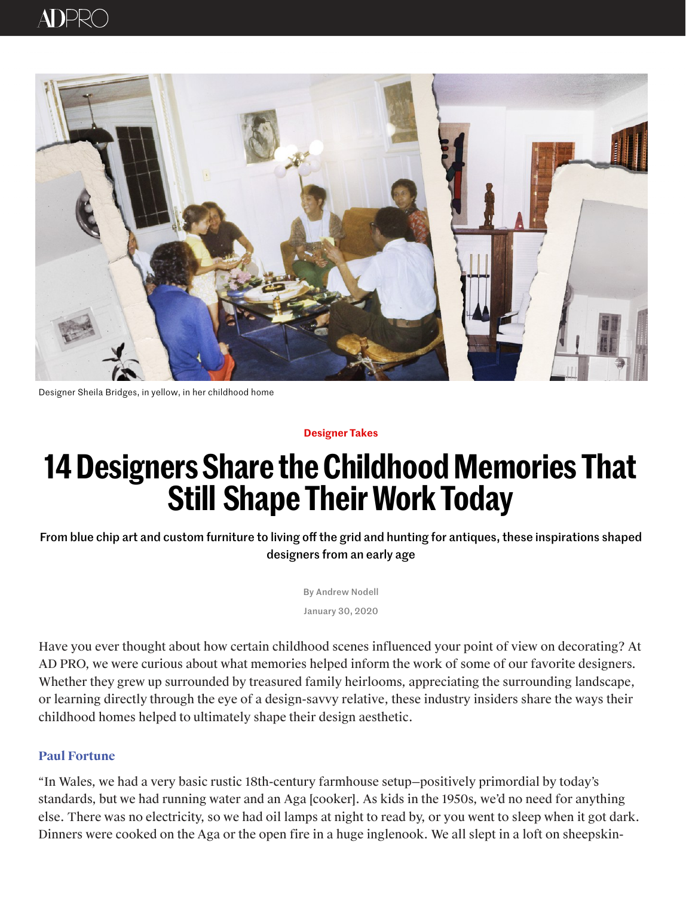Designer Sheila Bridges, in yellow, in her childhood home

Designer Takes

# 14 Designers Share the Childhood Memories That Still Shape Their Work Today

From blue chip art and custom furniture to living off the grid and hunting for antiques, these inspirations shaped designers from an early age

By Andrew Nodell

January 30, 2020

Have you ever thought about how certain childhood scenes influenced your point of view on decorating? At AD PRO, we were curious about what memories helped inform the work of some of our favorite designers. Whether they grew up surrounded by treasured family heirlooms, appreciating the surrounding landscape, or learning directly through the eye of a design-savvy relative, these industry insiders share the ways their childhood homes helped to ultimately shape their design aesthetic.

### Paul Fortune

"In Wales, we had a very basic rustic 18th-century farmhouse setup—positively primordial by today's standards, but we had running water and an Aga [cooker]. As kids in the 1950s, we'd no need for anything else. There was no electricity, so we had oil lamps at night to read by, or you went to sleep when it got dark. Dinners were cooked on the Aga or the open fire in a huge inglenook. We all slept in a loft on sheepskin-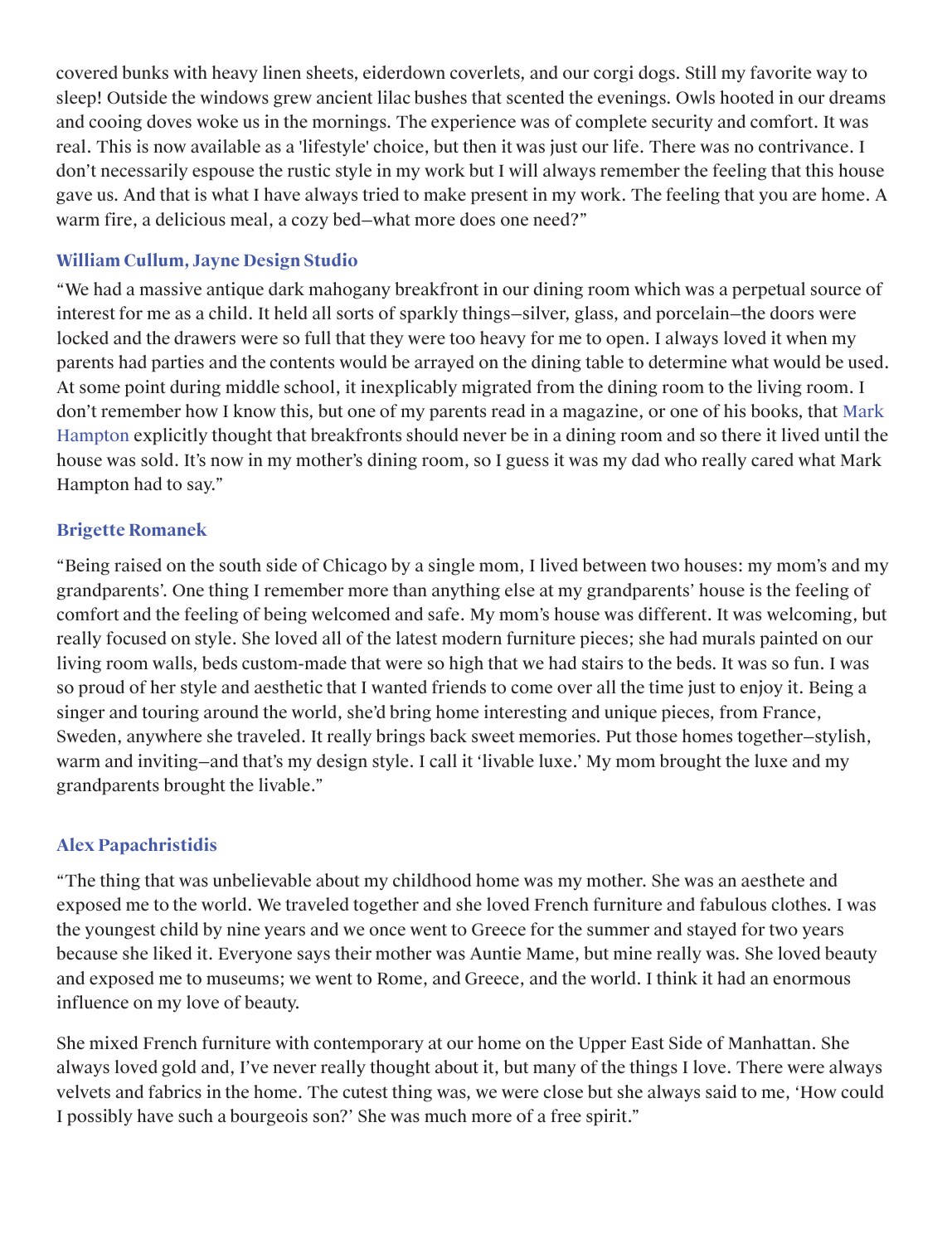covered bunks with heavy linen sheets, eiderdown coverlets, and our corgi dogs. Still my favorite way to sleep! Outside the windows grew ancient lilac bushes that scented the evenings. Owls hooted in our dreams and cooing doves woke us in the mornings. The experience was of complete security and comfort. It was real. This is now available as a 'lifestyle' choice, but then it was just our life. There was no contrivance. I don't necessarily espouse the rustic style in my work but I will always remember the feeling that this house gave us. And that is what I have always tried to make present in my work. The feeling that you are home. A warm fire, a delicious meal, a cozy bed—what more does one need?"

### William Cullum, Jayne Design Studio

"We had a massive antique dark mahogany breakfront in our dining room which was a perpetual source of interest for me as a child. It held all sorts of sparkly things—silver, glass, and porcelain—the doors were locked and the drawers were so full that they were too heavy for me to open. I always loved it when my parents had parties and the contents would be arrayed on the dining table to determine what would be used. At some point during middle school, it inexplicably migrated from the dining room to the living room. I don't remember how I know this, but one of my parents read in a magazine, or one of his books, that Mark Hampton explicitly thought that breakfronts should never be in a dining room and so there it lived until the house was sold. It's now in my mother's dining room, so I guess it was my dad who really cared what Mark Hampton had to say."

### Brigette Romanek

"Being raised on the south side of Chicago by a single mom, I lived between two houses: my mom's and my grandparents'. One thing I remember more than anything else at my grandparents' house is the feeling of comfort and the feeling of being welcomed and safe. My mom's house was different. It was welcoming, but really focused on style. She loved all of the latest modern furniture pieces; she had murals painted on our living room walls, beds custom-made that were so high that we had stairs to the beds. It was so fun. I was so proud of her style and aesthetic that I wanted friends to come over all the time just to enjoy it. Being a singer and touring around the world, she'd bring home interesting and unique pieces, from France, Sweden, anywhere she traveled. It really brings back sweet memories. Put those homes together—stylish, warm and inviting—and that's my design style. I call it 'livable luxe.' My mom brought the luxe and my grandparents brought the livable."

### Alex Papachristidis

"The thing that was unbelievable about my childhood home was my mother. She was an aesthete and exposed me to the world. We traveled together and she loved French furniture and fabulous clothes. I was the youngest child by nine years and we once went to Greece for the summer and stayed for two years because she liked it. Everyone says their mother was Auntie Mame, but mine really was. She loved beauty and exposed me to museums; we went to Rome, and Greece, and the world. I think it had an enormous influence on my love of beauty.

She mixed French furniture with contemporary at our home on the Upper East Side of Manhattan. She always loved gold and, I've never really thought about it, but many of the things I love. There were always velvets and fabrics in the home. The cutest thing was, we were close but she always said to me, 'How could I possibly have such a bourgeois son?' She was much more of a free spirit."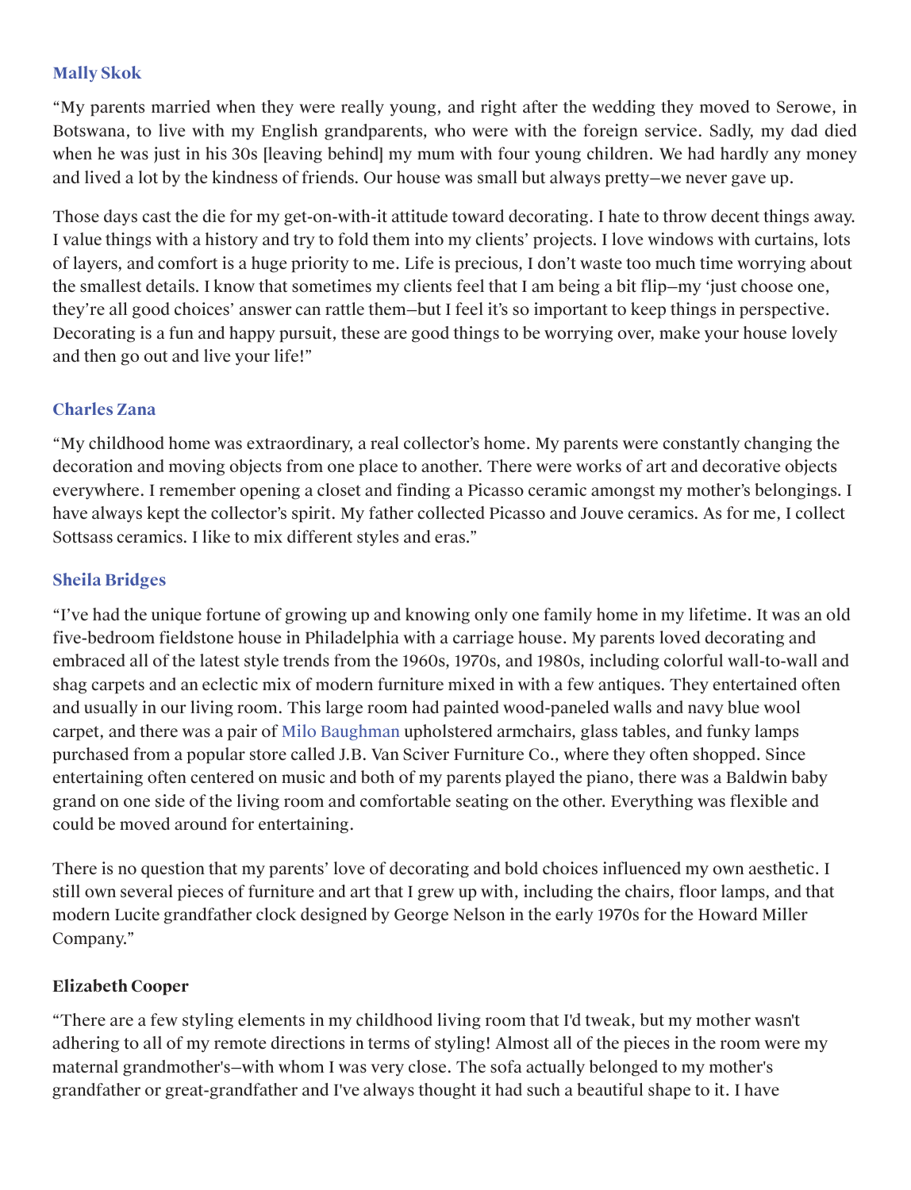### Mally Skok

"My parents married when they were really young, and right after the wedding they moved to Serowe, in Botswana, to live with my English grandparents, who were with the foreign service. Sadly, my dad died when he was just in his 30s [leaving behind] my mum with four young children. We had hardly any money and lived a lot by the kindness of friends. Our house was small but always pretty—we never gave up.

Those days cast the die for my get-on-with-it attitude toward decorating. I hate to throw decent things away. I value things with a history and try to fold them into my clients' projects. I love windows with curtains, lots of layers, and comfort is a huge priority to me. Life is precious, I don't waste too much time worrying about the smallest details. I know that sometimes my clients feel that I am being a bit flip—my 'just choose one, they're all good choices' answer can rattle them—but I feel it's so important to keep things in perspective. Decorating is a fun and happy pursuit, these are good things to be worrying over, make your house lovely and then go out and live your life!"

### Charles Zana

"My childhood home was extraordinary, a real collector's home. My parents were constantly changing the decoration and moving objects from one place to another. There were works of art and decorative objects everywhere. I remember opening a closet and finding a Picasso ceramic amongst my mother's belongings. I have always kept the collector's spirit. My father collected Picasso and Jouve ceramics. As for me, I collect Sottsass ceramics. I like to mix different styles and eras."

### Sheila Bridges

"I've had the unique fortune of growing up and knowing only one family home in my lifetime. It was an old five-bedroom fieldstone house in Philadelphia with a carriage house. My parents loved decorating and embraced all of the latest style trends from the 1960s, 1970s, and 1980s, including colorful wall-to-wall and shag carpets and an eclectic mix of modern furniture mixed in with a few antiques. They entertained often and usually in our living room. This large room had painted wood-paneled walls and navy blue wool carpet, and there was a pair of Milo Baughman upholstered armchairs, glass tables, and funky lamps purchased from a popular store called J.B. Van Sciver Furniture Co., where they often shopped. Since entertaining often centered on music and both of my parents played the piano, there was a Baldwin baby grand on one side of the living room and comfortable seating on the other. Everything was flexible and could be moved around for entertaining.

There is no question that my parents' love of decorating and bold choices influenced my own aesthetic. I still own several pieces of furniture and art that I grew up with, including the chairs, floor lamps, and that modern Lucite grandfather clock designed by George Nelson in the early 1970s for the Howard Miller Company."

### Elizabeth Cooper

"There are a few styling elements in my childhood living room that I'd tweak, but my mother wasn't adhering to all of my remote directions in terms of styling! Almost all of the pieces in the room were my maternal grandmother's—with whom I was very close. The sofa actually belonged to my mother's grandfather or great-grandfather and I've always thought it had such a beautiful shape to it. I have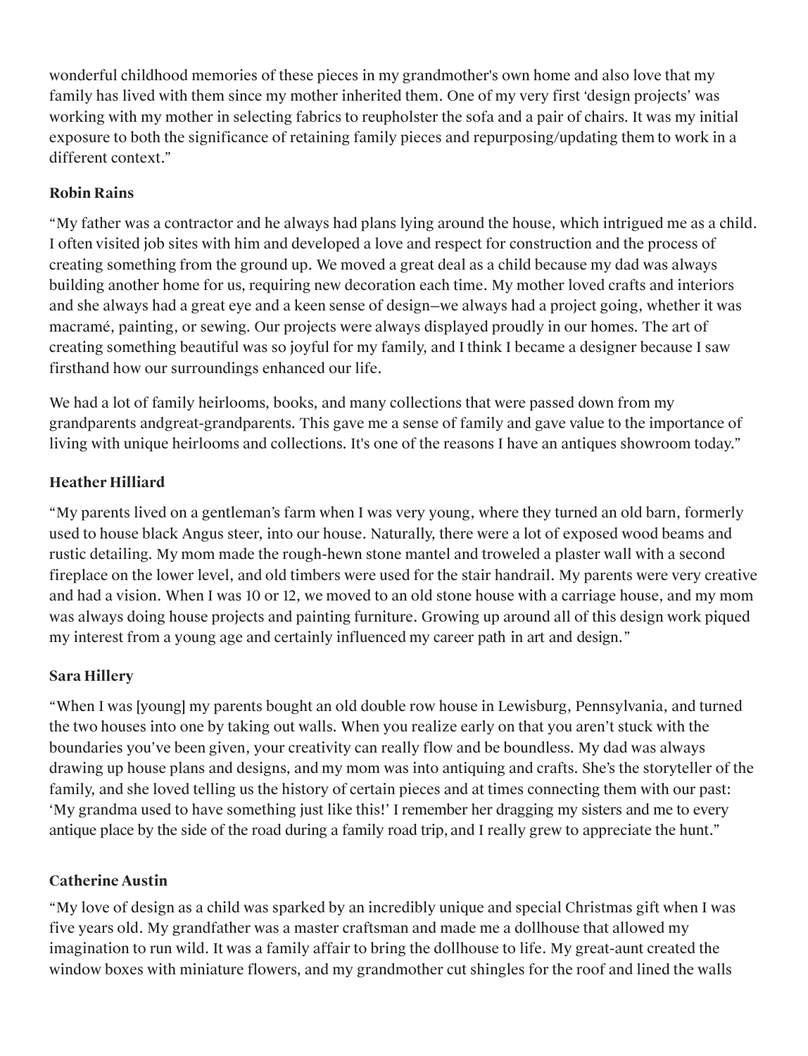wonderful childhood memories of these pieces in my grandmother's own home and also love that my family has lived with them since my mother inherited them. One of my very first 'design projects' was working with my mother in selecting fabrics to reupholster the sofa and a pair of chairs. It was my initial exposure to both the significance of retaining family pieces and repurposing/updating them to work in a different context."

### Robin Rains

"My father was a contractor and he always had plans lying around the house, which intrigued me as a child. I often visited job sites with him and developed a love and respect for construction and the process of creating something from the ground up. We moved a great deal as a child because my dad was always building another home for us, requiring new decoration each time. My mother loved crafts and interiors and she always had a great eye and a keen sense of design—we always had a project going, whether it was macramé, painting, or sewing. Our projects were always displayed proudly in our homes. The art of creating something beautiful was so joyful for my family, and I think I became a designer because I saw firsthand how our surroundings enhanced our life.

We had a lot of family heirlooms, books, and many collections that were passed down from my grandparents andgreat-grandparents. This gave me a sense of family and gave value to the importance of living with unique heirlooms and collections. It's one of the reasons I have an antiques showroom today."

### Heather Hilliard

"My parents lived on a gentleman's farm when I was very young, where they turned an old barn, formerly used to house black Angus steer, into our house. Naturally, there were a lot of exposed wood beams and rustic detailing. My mom made the rough-hewn stone mantel and troweled a plaster wall with a second fireplace on the lower level, and old timbers were used for the stair handrail. My parents were very creative and had a vision. When I was 10 or 12, we moved to an old stone house with a carriage house, and my mom was always doing house projects and painting furniture. Growing up around all of this design work piqued my interest from a young age and certainly influenced my career path in art and design."

### Sara Hillery

"When I was [young] my parents bought an old double row house in Lewisburg, Pennsylvania, and turned the two houses into one by taking out walls. When you realize early on that you aren't stuck with the boundaries you've been given, your creativity can really flow and be boundless. My dad was always drawing up house plans and designs, and my mom was into antiquing and crafts. She's the storyteller of the family, and she loved telling us the history of certain pieces and at times connecting them with our past: 'My grandma used to have something just like this!' I remember her dragging my sisters and me to every antique place by the side of the road during a family road trip, and I really grew to appreciate the hunt."

### Catherine Austin

"My love of design as a child was sparked by an incredibly unique and special Christmas gift when I was five years old. My grandfather was a master craftsman and made me a dollhouse that allowed my imagination to run wild. It was a family affair to bring the dollhouse to life. My great-aunt created the window boxes with miniature flowers, and my grandmother cut shingles for the roof and lined the walls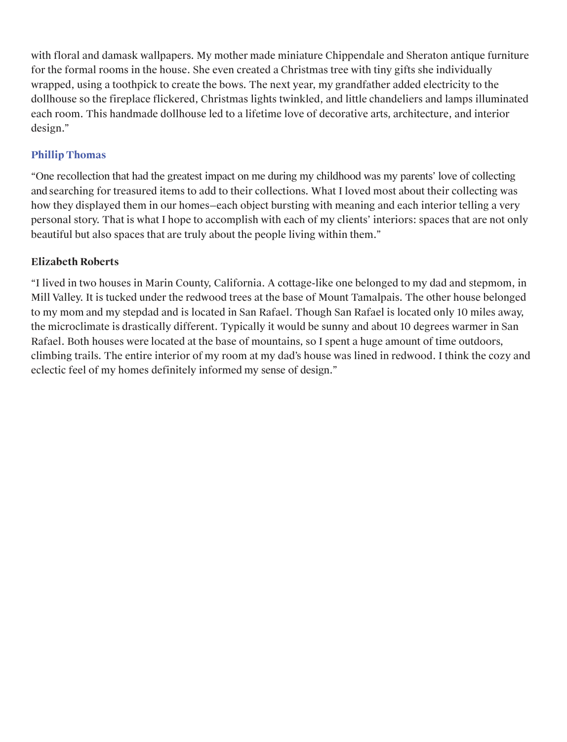with floral and damask wallpapers. My mother made miniature Chippendale and Sheraton antique furniture for the formal rooms in the house. She even created a Christmas tree with tiny gifts she individually wrapped, using a toothpick to create the bows. The next year, my grandfather added electricity to the dollhouse so the fireplace flickered, Christmas lights twinkled, and little chandeliers and lamps illuminated each room. This handmade dollhouse led to a lifetime love of decorative arts, architecture, and interior design."

**Phillip Thomas**

"One recollection that had the greatest impact on me during my childhood was my parents' love of collecting and searching for treasured items to add to their collections. What I loved most about their collecting was how they displayed them in our homes—each object bursting with meaning and each interior telling a very personal story. That is what I hope to accomplish with each of my clients' interiors: spaces that are not only beautiful but also spaces that are truly about the people living within them."

**Elizabeth Roberts**

"I lived in two houses in Marin County, California. A cottage-like one belonged to my dad and stepmom, in Mill Valley. It is tucked under the redwood trees at the base of Mount Tamalpais. The other house belonged to my mom and my stepdad and is located in San Rafael. Though San Rafael is located only 10 miles away, the microclimate is drastically different. Typically it would be sunny and about 10 degrees warmer in San Rafael. Both houses were located at the base of mountains, so I spent a huge amount of time outdoors, climbing trails. The entire interior of my room at my dad's house was lined in redwood. I think the cozy and eclectic feel of my homes definitely informed my sense of design."